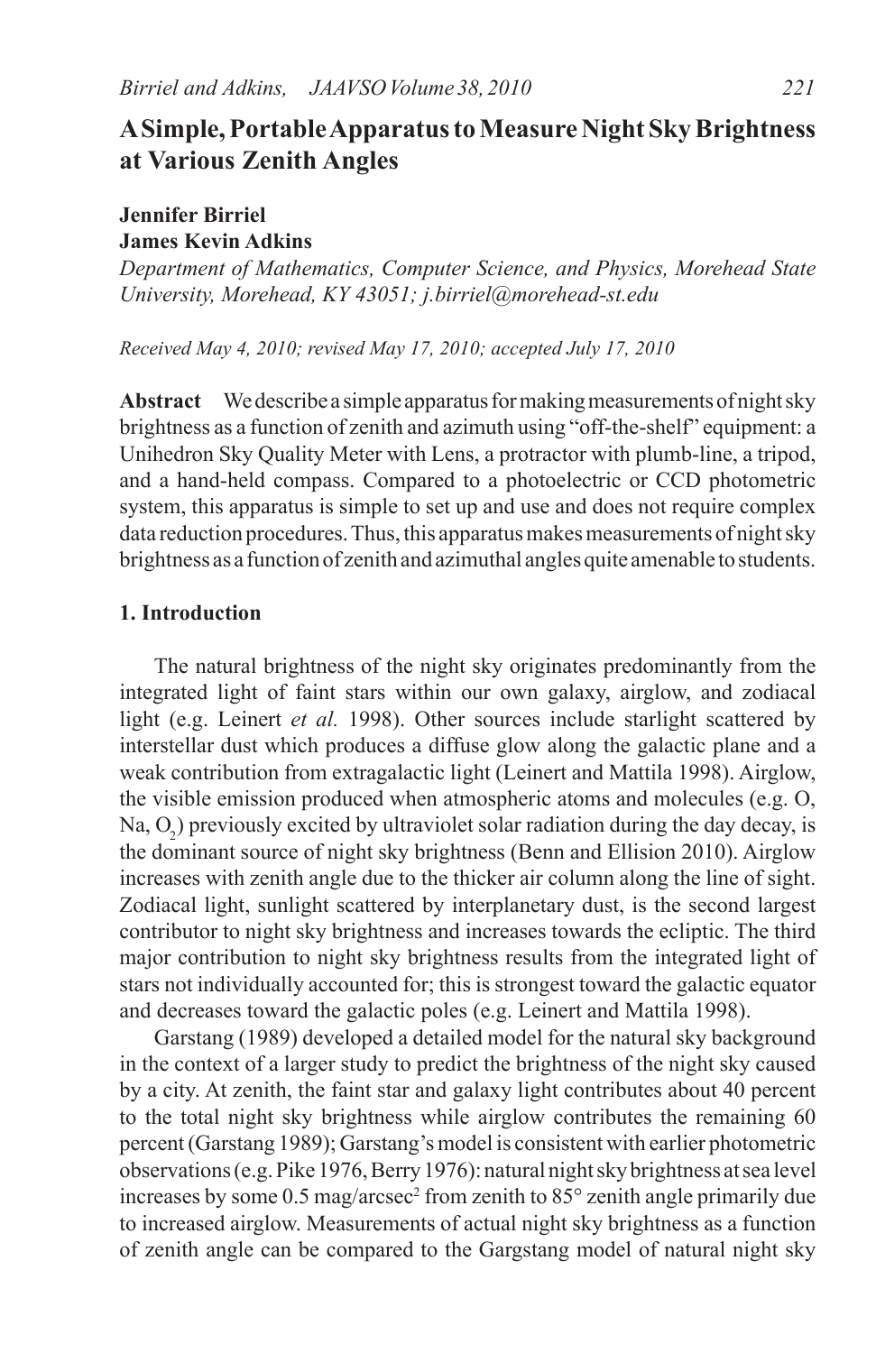# A Simple, Portable Apparatus to Measure Night Sky Brightness at Various Zenith Angles

**Jennifer Birriel**
**James Kevin Adkins**

*Department of Mathematics, Computer Science, and Physics, Morehead State University, Morehead, KY 43051; j.birriel@morehead-st.edu*

*Received May 4, 2010; revised May 17, 2010; accepted July 17, 2010*

**Abstract** We describe a simple apparatus for making measurements of night sky brightness as a function of zenith and azimuth using "off-the-shelf" equipment: a Unihedron Sky Quality Meter with Lens, a protractor with plumb-line, a tripod, and a hand-held compass. Compared to a photoelectric or CCD photometric system, this apparatus is simple to set up and use and does not require complex data reduction procedures. Thus, this apparatus makes measurements of night sky brightness as a function of zenith and azimuthal angles quite amenable to students.

## 1. Introduction

The natural brightness of the night sky originates predominantly from the integrated light of faint stars within our own galaxy, airglow, and zodiacal light (e.g. Leinert *et al.* 1998). Other sources include starlight scattered by interstellar dust which produces a diffuse glow along the galactic plane and a weak contribution from extragalactic light (Leinert and Mattila 1998). Airglow, the visible emission produced when atmospheric atoms and molecules (e.g. O, Na, $O_2$) previously excited by ultraviolet solar radiation during the day decay, is the dominant source of night sky brightness (Benn and Ellision 2010). Airglow increases with zenith angle due to the thicker air column along the line of sight. Zodiacal light, sunlight scattered by interplanetary dust, is the second largest contributor to night sky brightness and increases towards the ecliptic. The third major contribution to night sky brightness results from the integrated light of stars not individually accounted for; this is strongest toward the galactic equator and decreases toward the galactic poles (e.g. Leinert and Mattila 1998).

Garstang (1989) developed a detailed model for the natural sky background in the context of a larger study to predict the brightness of the night sky caused by a city. At zenith, the faint star and galaxy light contributes about 40 percent to the total night sky brightness while airglow contributes the remaining 60 percent (Garstang 1989); Garstang's model is consistent with earlier photometric observations (e.g. Pike 1976, Berry 1976): natural night sky brightness at sea level increases by some 0.5 mag/arcsec$^2$ from zenith to 85° zenith angle primarily due to increased airglow. Measurements of actual night sky brightness as a function of zenith angle can be compared to the Gargstang model of natural night sky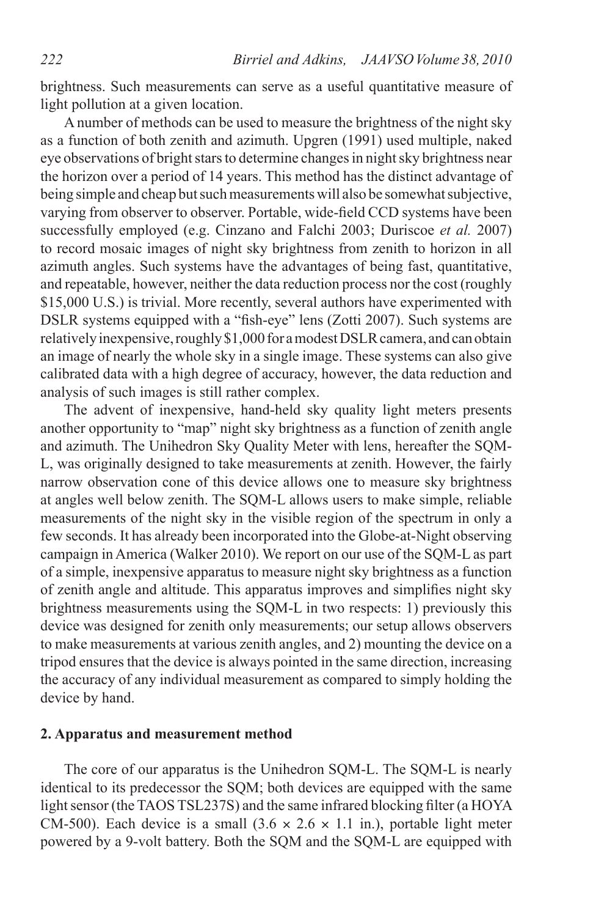brightness. Such measurements can serve as a useful quantitative measure of light pollution at a given location.

A number of methods can be used to measure the brightness of the night sky as a function of both zenith and azimuth. Upgren (1991) used multiple, naked eye observations of bright stars to determine changes in night sky brightness near the horizon over a period of 14 years. This method has the distinct advantage of being simple and cheap but such measurements will also be somewhat subjective, varying from observer to observer. Portable, wide-field CCD systems have been successfully employed (e.g. Cinzano and Falchi 2003; Duriscoe *et al.* 2007) to record mosaic images of night sky brightness from zenith to horizon in all azimuth angles. Such systems have the advantages of being fast, quantitative, and repeatable, however, neither the data reduction process nor the cost (roughly $15,000 U.S.) is trivial. More recently, several authors have experimented with DSLR systems equipped with a "fish-eye" lens (Zotti 2007). Such systems are relatively inexpensive, roughly $1,000 for a modest DSLR camera, and can obtain an image of nearly the whole sky in a single image. These systems can also give calibrated data with a high degree of accuracy, however, the data reduction and analysis of such images is still rather complex.

The advent of inexpensive, hand-held sky quality light meters presents another opportunity to "map" night sky brightness as a function of zenith angle and azimuth. The Unihedron Sky Quality Meter with lens, hereafter the SQM-L, was originally designed to take measurements at zenith. However, the fairly narrow observation cone of this device allows one to measure sky brightness at angles well below zenith. The SQM-L allows users to make simple, reliable measurements of the night sky in the visible region of the spectrum in only a few seconds. It has already been incorporated into the Globe-at-Night observing campaign in America (Walker 2010). We report on our use of the SQM-L as part of a simple, inexpensive apparatus to measure night sky brightness as a function of zenith angle and altitude. This apparatus improves and simplifies night sky brightness measurements using the SQM-L in two respects: 1) previously this device was designed for zenith only measurements; our setup allows observers to make measurements at various zenith angles, and 2) mounting the device on a tripod ensures that the device is always pointed in the same direction, increasing the accuracy of any individual measurement as compared to simply holding the device by hand.

## 2. Apparatus and measurement method

The core of our apparatus is the Unihedron SQM-L. The SQM-L is nearly identical to its predecessor the SQM; both devices are equipped with the same light sensor (the TAOS TSL237S) and the same infrared blocking filter (a HOYA CM-500). Each device is a small ($3.6 \times 2.6 \times 1.1$ in.), portable light meter powered by a 9-volt battery. Both the SQM and the SQM-L are equipped with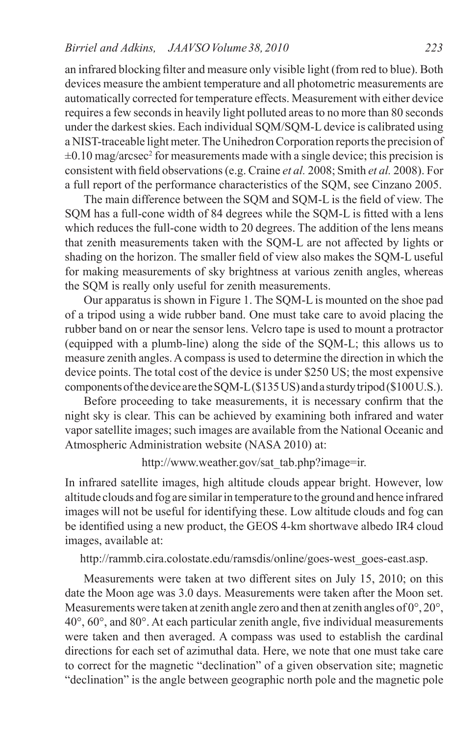an infrared blocking filter and measure only visible light (from red to blue). Both devices measure the ambient temperature and all photometric measurements are automatically corrected for temperature effects. Measurement with either device requires a few seconds in heavily light polluted areas to no more than 80 seconds under the darkest skies. Each individual SQM/SQM-L device is calibrated using a NIST-traceable light meter. The Unihedron Corporation reports the precision of $\pm 0.10$ mag/arcsec$^2$ for measurements made with a single device; this precision is consistent with field observations (e.g. Craine *et al.* 2008; Smith *et al.* 2008). For a full report of the performance characteristics of the SQM, see Cinzano 2005.

The main difference between the SQM and SQM-L is the field of view. The SQM has a full-cone width of 84 degrees while the SQM-L is fitted with a lens which reduces the full-cone width to 20 degrees. The addition of the lens means that zenith measurements taken with the SQM-L are not affected by lights or shading on the horizon. The smaller field of view also makes the SQM-L useful for making measurements of sky brightness at various zenith angles, whereas the SQM is really only useful for zenith measurements.

Our apparatus is shown in Figure 1. The SQM-L is mounted on the shoe pad of a tripod using a wide rubber band. One must take care to avoid placing the rubber band on or near the sensor lens. Velcro tape is used to mount a protractor (equipped with a plumb-line) along the side of the SQM-L; this allows us to measure zenith angles. A compass is used to determine the direction in which the device points. The total cost of the device is under $250 US; the most expensive components of the device are the SQM-L ($135 US) and a sturdy tripod ($100 U.S.).

Before proceeding to take measurements, it is necessary confirm that the night sky is clear. This can be achieved by examining both infrared and water vapor satellite images; such images are available from the National Oceanic and Atmospheric Administration website (NASA 2010) at:

http://www.weather.gov/sat_tab.php?image=ir.

In infrared satellite images, high altitude clouds appear bright. However, low altitude clouds and fog are similar in temperature to the ground and hence infrared images will not be useful for identifying these. Low altitude clouds and fog can be identified using a new product, the GEOS 4-km shortwave albedo IR4 cloud images, available at:

http://rammb.cira.colostate.edu/ramsdis/online/goes-west_goes-east.asp.

Measurements were taken at two different sites on July 15, 2010; on this date the Moon age was 3.0 days. Measurements were taken after the Moon set. Measurements were taken at zenith angle zero and then at zenith angles of 0°, 20°, 40°, 60°, and 80°. At each particular zenith angle, five individual measurements were taken and then averaged. A compass was used to establish the cardinal directions for each set of azimuthal data. Here, we note that one must take care to correct for the magnetic "declination" of a given observation site; magnetic "declination" is the angle between geographic north pole and the magnetic pole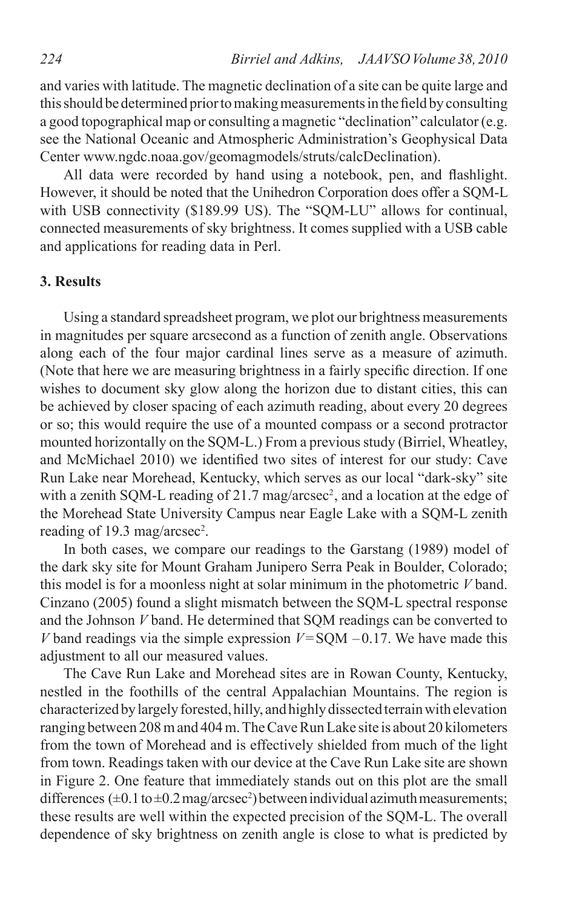and varies with latitude. The magnetic declination of a site can be quite large and this should be determined prior to making measurements in the field by consulting a good topographical map or consulting a magnetic "declination" calculator (e.g. see the National Oceanic and Atmospheric Administration's Geophysical Data Center www.ngdc.noaa.gov/geomagmodels/struts/calcDeclination).

All data were recorded by hand using a notebook, pen, and flashlight. However, it should be noted that the Unihedron Corporation does offer a SQM-L with USB connectivity ($189.99 US). The "SQM-LU" allows for continual, connected measurements of sky brightness. It comes supplied with a USB cable and applications for reading data in Perl.

## 3. Results

Using a standard spreadsheet program, we plot our brightness measurements in magnitudes per square arcsecond as a function of zenith angle. Observations along each of the four major cardinal lines serve as a measure of azimuth. (Note that here we are measuring brightness in a fairly specific direction. If one wishes to document sky glow along the horizon due to distant cities, this can be achieved by closer spacing of each azimuth reading, about every 20 degrees or so; this would require the use of a mounted compass or a second protractor mounted horizontally on the SQM-L.) From a previous study (Birriel, Wheatley, and McMichael 2010) we identified two sites of interest for our study: Cave Run Lake near Morehead, Kentucky, which serves as our local "dark-sky" site with a zenith SQM-L reading of 21.7 mag/arcsec$^2$, and a location at the edge of the Morehead State University Campus near Eagle Lake with a SQM-L zenith reading of 19.3 mag/arcsec$^2$.

In both cases, we compare our readings to the Garstang (1989) model of the dark sky site for Mount Graham Junipero Serra Peak in Boulder, Colorado; this model is for a moonless night at solar minimum in the photometric *V* band. Cinzano (2005) found a slight mismatch between the SQM-L spectral response and the Johnson *V* band. He determined that SQM readings can be converted to *V* band readings via the simple expression $V = \mathrm{SQM} - 0.17$. We have made this adjustment to all our measured values.

The Cave Run Lake and Morehead sites are in Rowan County, Kentucky, nestled in the foothills of the central Appalachian Mountains. The region is characterized by largely forested, hilly, and highly dissected terrain with elevation ranging between 208 m and 404 m. The Cave Run Lake site is about 20 kilometers from the town of Morehead and is effectively shielded from much of the light from town. Readings taken with our device at the Cave Run Lake site are shown in Figure 2. One feature that immediately stands out on this plot are the small differences ($\pm 0.1$ to $\pm 0.2$ mag/arcsec$^2$) between individual azimuth measurements; these results are well within the expected precision of the SQM-L. The overall dependence of sky brightness on zenith angle is close to what is predicted by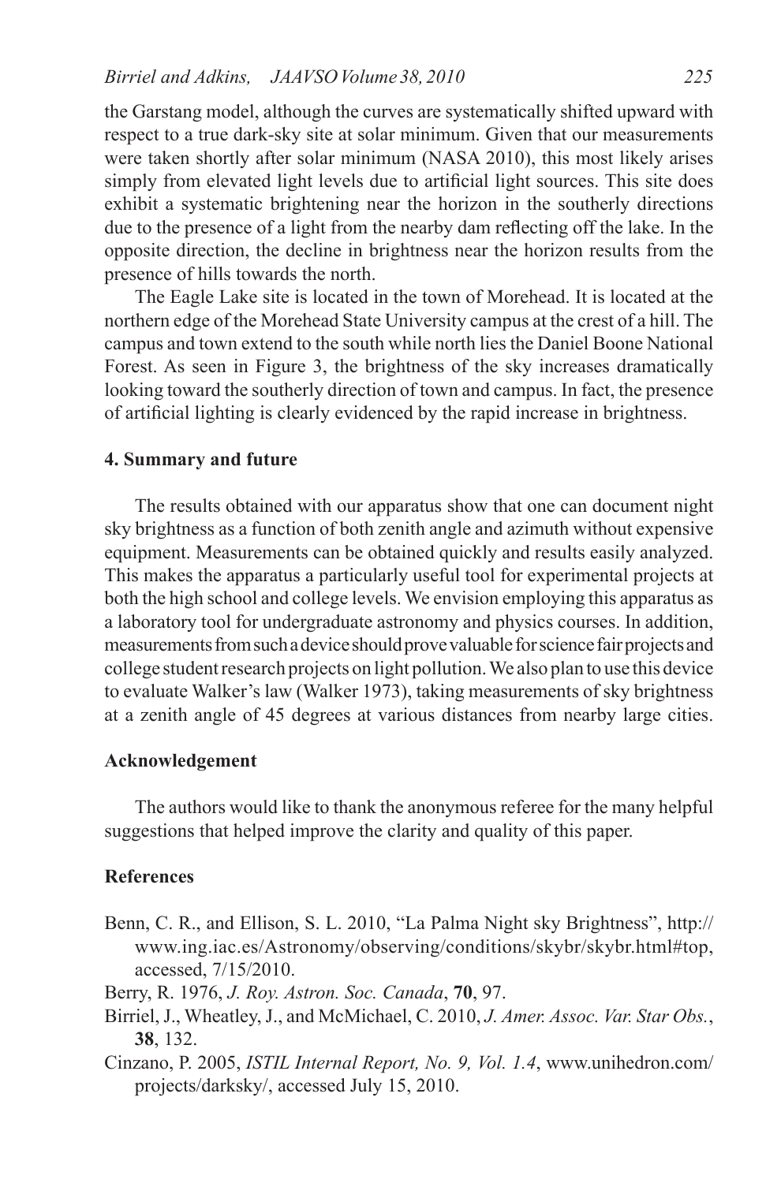the Garstang model, although the curves are systematically shifted upward with respect to a true dark-sky site at solar minimum. Given that our measurements were taken shortly after solar minimum (NASA 2010), this most likely arises simply from elevated light levels due to artificial light sources. This site does exhibit a systematic brightening near the horizon in the southerly directions due to the presence of a light from the nearby dam reflecting off the lake. In the opposite direction, the decline in brightness near the horizon results from the presence of hills towards the north.

The Eagle Lake site is located in the town of Morehead. It is located at the northern edge of the Morehead State University campus at the crest of a hill. The campus and town extend to the south while north lies the Daniel Boone National Forest. As seen in Figure 3, the brightness of the sky increases dramatically looking toward the southerly direction of town and campus. In fact, the presence of artificial lighting is clearly evidenced by the rapid increase in brightness.

## 4. Summary and future

The results obtained with our apparatus show that one can document night sky brightness as a function of both zenith angle and azimuth without expensive equipment. Measurements can be obtained quickly and results easily analyzed. This makes the apparatus a particularly useful tool for experimental projects at both the high school and college levels. We envision employing this apparatus as a laboratory tool for undergraduate astronomy and physics courses. In addition, measurements from such a device should prove valuable for science fair projects and college student research projects on light pollution. We also plan to use this device to evaluate Walker's law (Walker 1973), taking measurements of sky brightness at a zenith angle of 45 degrees at various distances from nearby large cities.

## Acknowledgement

The authors would like to thank the anonymous referee for the many helpful suggestions that helped improve the clarity and quality of this paper.

## References

Benn, C. R., and Ellison, S. L. 2010, "La Palma Night sky Brightness", http://www.ing.iac.es/Astronomy/observing/conditions/skybr/skybr.html#top, accessed, 7/15/2010.

Berry, R. 1976, *J. Roy. Astron. Soc. Canada*, **70**, 97.

Birriel, J., Wheatley, J., and McMichael, C. 2010, *J. Amer. Assoc. Var. Star Obs.*, **38**, 132.

Cinzano, P. 2005, *ISTIL Internal Report, No. 9, Vol. 1.4*, www.unihedron.com/projects/darksky/, accessed July 15, 2010.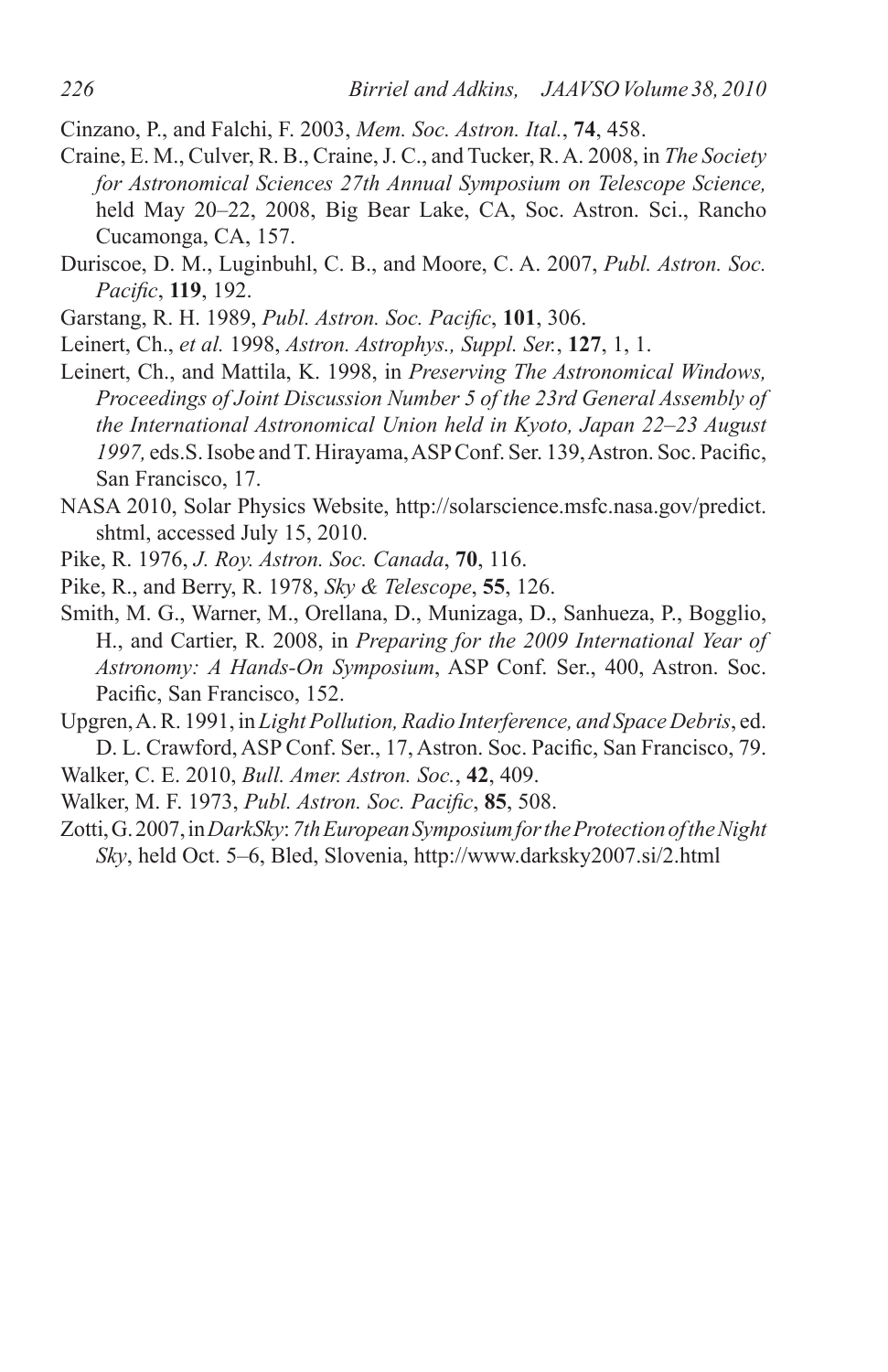Cinzano, P., and Falchi, F. 2003, *Mem. Soc. Astron. Ital.*, **74**, 458.

Craine, E. M., Culver, R. B., Craine, J. C., and Tucker, R. A. 2008, in *The Society for Astronomical Sciences 27th Annual Symposium on Telescope Science,* held May 20–22, 2008, Big Bear Lake, CA, Soc. Astron. Sci., Rancho Cucamonga, CA, 157.

Duriscoe, D. M., Luginbuhl, C. B., and Moore, C. A. 2007, *Publ. Astron. Soc. Pacific*, **119**, 192.

Garstang, R. H. 1989, *Publ. Astron. Soc. Pacific*, **101**, 306.

Leinert, Ch., *et al.* 1998, *Astron. Astrophys., Suppl. Ser.*, **127**, 1, 1.

Leinert, Ch., and Mattila, K. 1998, in *Preserving The Astronomical Windows, Proceedings of Joint Discussion Number 5 of the 23rd General Assembly of the International Astronomical Union held in Kyoto, Japan 22–23 August 1997,* eds. S. Isobe and T. Hirayama, ASP Conf. Ser. 139, Astron. Soc. Pacific, San Francisco, 17.

NASA 2010, Solar Physics Website, http://solarscience.msfc.nasa.gov/predict.shtml, accessed July 15, 2010.

Pike, R. 1976, *J. Roy. Astron. Soc. Canada*, **70**, 116.

Pike, R., and Berry, R. 1978, *Sky & Telescope*, **55**, 126.

Smith, M. G., Warner, M., Orellana, D., Munizaga, D., Sanhueza, P., Bogglio, H., and Cartier, R. 2008, in *Preparing for the 2009 International Year of Astronomy: A Hands-On Symposium*, ASP Conf. Ser., 400, Astron. Soc. Pacific, San Francisco, 152.

Upgren, A. R. 1991, in *Light Pollution, Radio Interference, and Space Debris*, ed. D. L. Crawford, ASP Conf. Ser., 17, Astron. Soc. Pacific, San Francisco, 79.

Walker, C. E. 2010, *Bull. Amer. Astron. Soc.*, **42**, 409.

Walker, M. F. 1973, *Publ. Astron. Soc. Pacific*, **85**, 508.

Zotti, G. 2007, in *DarkSky*: *7th European Symposium for the Protection of the Night Sky*, held Oct. 5–6, Bled, Slovenia, http://www.darksky2007.si/2.html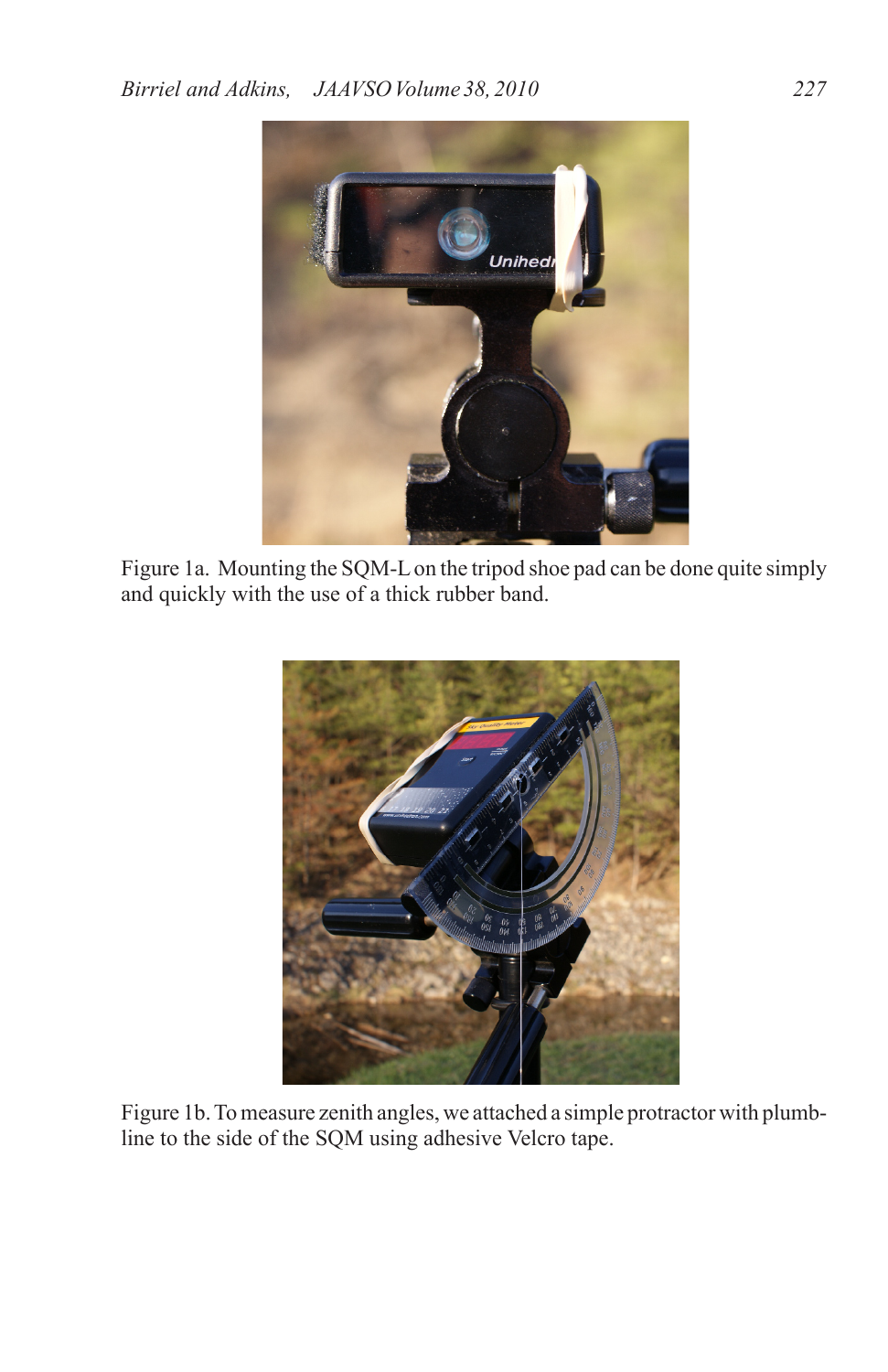Figure 1a. Mounting the SQM-L on the tripod shoe pad can be done quite simply and quickly with the use of a thick rubber band.

Figure 1b. To measure zenith angles, we attached a simple protractor with plumb-line to the side of the SQM using adhesive Velcro tape.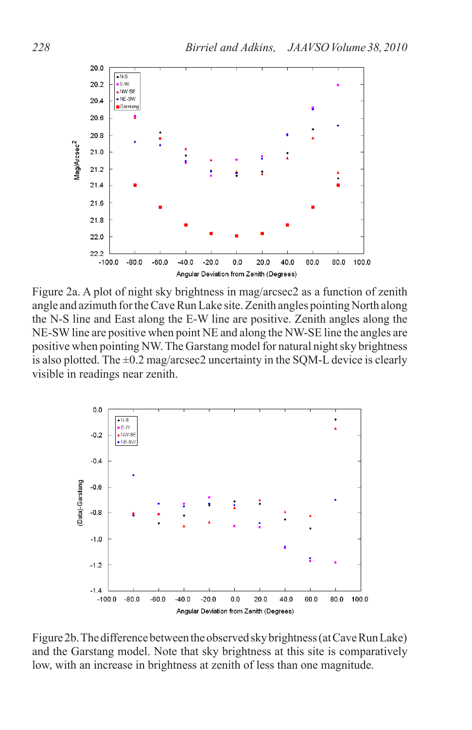Figure 2a. A plot of night sky brightness in mag/arcsec2 as a function of zenith angle and azimuth for the Cave Run Lake site. Zenith angles pointing North along the N-S line and East along the E-W line are positive. Zenith angles along the NE-SW line are positive when point NE and along the NW-SE line the angles are positive when pointing NW. The Garstang model for natural night sky brightness is also plotted. The ±0.2 mag/arcsec2 uncertainty in the SQM-L device is clearly visible in readings near zenith.

Figure 2b. The difference between the observed sky brightness (at Cave Run Lake) and the Garstang model. Note that sky brightness at this site is comparatively low, with an increase in brightness at zenith of less than one magnitude.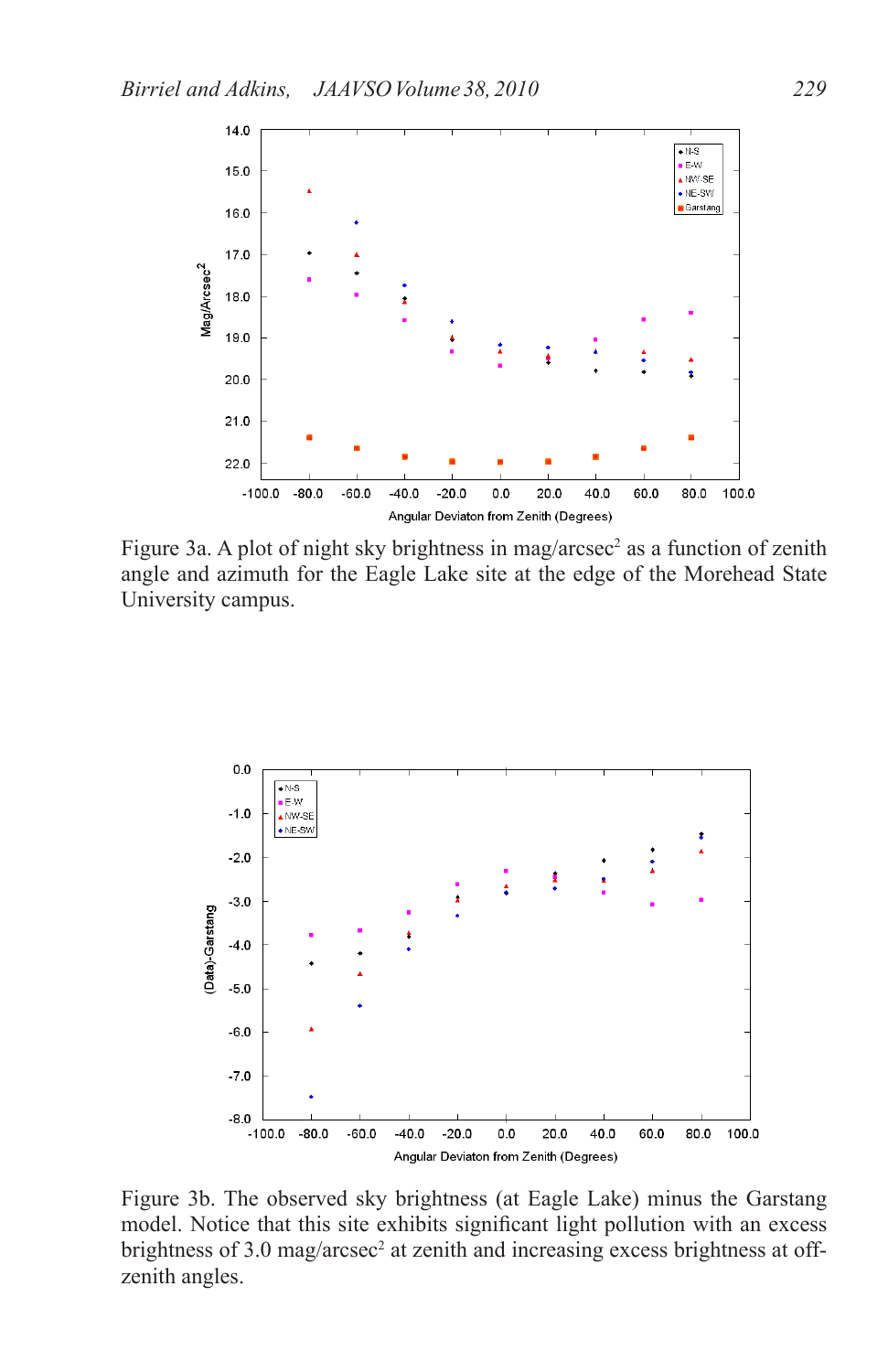14.0

15.0

16.0

17.0

18.0

19.0

20.0

21.0

22.0

Mag/Arcsec$^2$

-100.0 -80.0 -60.0 -40.0 -20.0 0.0 20.0 40.0 60.0 80.0 100.0

Angular Deviaton from Zenith (Degrees)

N-S
E-W
NW-SE
NE-SW
Garstang

Figure 3a. A plot of night sky brightness in mag/arcsec$^2$ as a function of zenith angle and azimuth for the Eagle Lake site at the edge of the Morehead State University campus.

0.0

-1.0

-2.0

-3.0

-4.0

-5.0

-6.0

-7.0

-8.0

(Data)-Garstang

-100.0 -80.0 -60.0 -40.0 -20.0 0.0 20.0 40.0 60.0 80.0 100.0

Angular Deviaton from Zenith (Degrees)

N-S
E-W
NW-SE
NE-SW

Figure 3b. The observed sky brightness (at Eagle Lake) minus the Garstang model. Notice that this site exhibits significant light pollution with an excess brightness of 3.0 mag/arcsec$^2$ at zenith and increasing excess brightness at off-zenith angles.